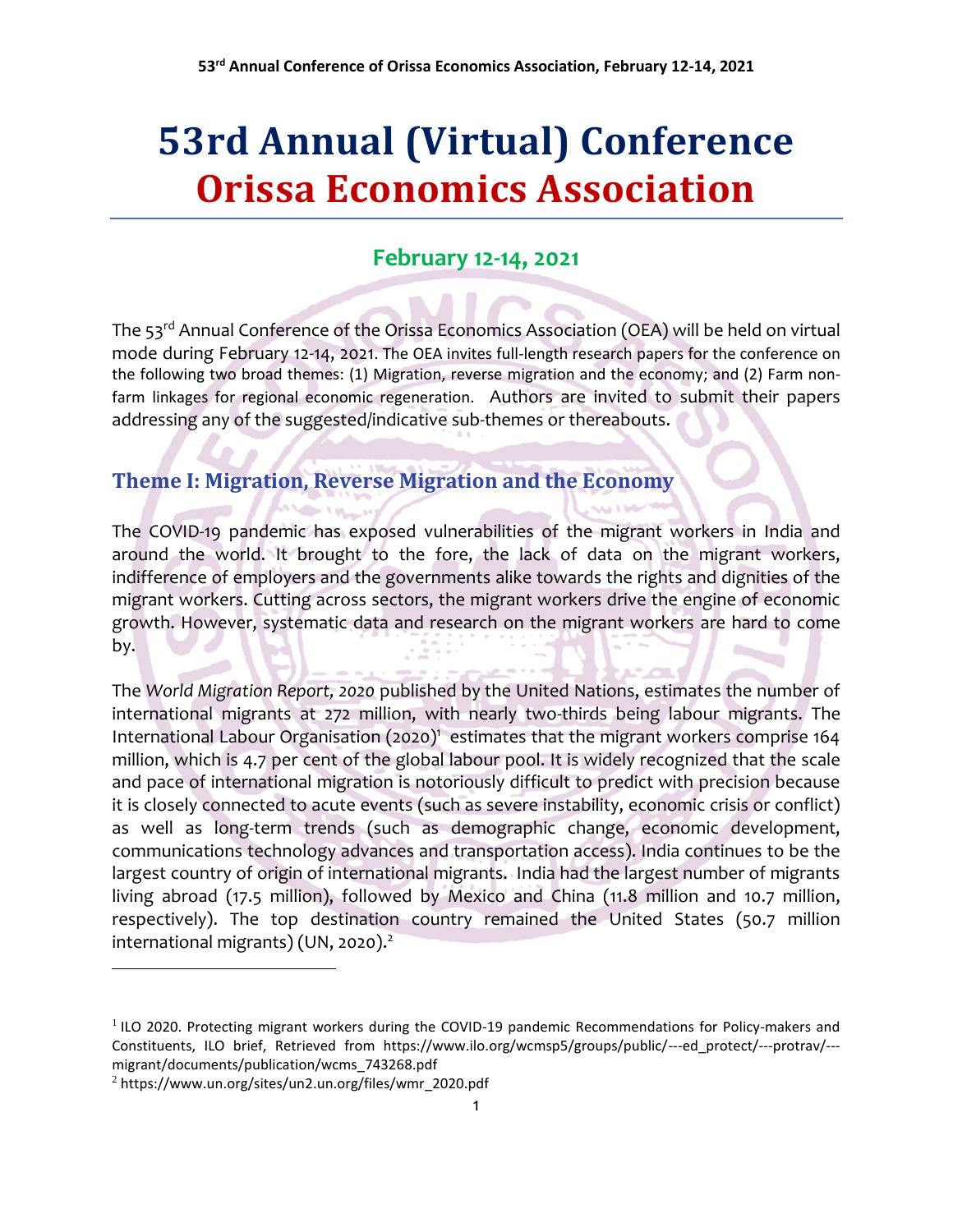# 53rd Annual (Virtual) Conference
# Orissa Economics Association

## February 12-14, 2021

The 53rd Annual Conference of the Orissa Economics Association (OEA) will be held on virtual mode during February 12-14, 2021. The OEA invites full-length research papers for the conference on the following two broad themes: (1) Migration, reverse migration and the economy; and (2) Farm non-farm linkages for regional economic regeneration. Authors are invited to submit their papers addressing any of the suggested/indicative sub-themes or thereabouts.

### Theme I: Migration, Reverse Migration and the Economy

The COVID-19 pandemic has exposed vulnerabilities of the migrant workers in India and around the world. It brought to the fore, the lack of data on the migrant workers, indifference of employers and the governments alike towards the rights and dignities of the migrant workers. Cutting across sectors, the migrant workers drive the engine of economic growth. However, systematic data and research on the migrant workers are hard to come by.

The *World Migration Report, 2020* published by the United Nations, estimates the number of international migrants at 272 million, with nearly two-thirds being labour migrants. The International Labour Organisation (2020)[1] estimates that the migrant workers comprise 164 million, which is 4.7 per cent of the global labour pool. It is widely recognized that the scale and pace of international migration is notoriously difficult to predict with precision because it is closely connected to acute events (such as severe instability, economic crisis or conflict) as well as long-term trends (such as demographic change, economic development, communications technology advances and transportation access). India continues to be the largest country of origin of international migrants. India had the largest number of migrants living abroad (17.5 million), followed by Mexico and China (11.8 million and 10.7 million, respectively). The top destination country remained the United States (50.7 million international migrants) (UN, 2020).[2]

---

[1] ILO 2020. Protecting migrant workers during the COVID-19 pandemic Recommendations for Policy-makers and Constituents, ILO brief, Retrieved from https://www.ilo.org/wcmsp5/groups/public/---ed_protect/---protrav/---migrant/documents/publication/wcms_743268.pdf

[2] https://www.un.org/sites/un2.un.org/files/wmr_2020.pdf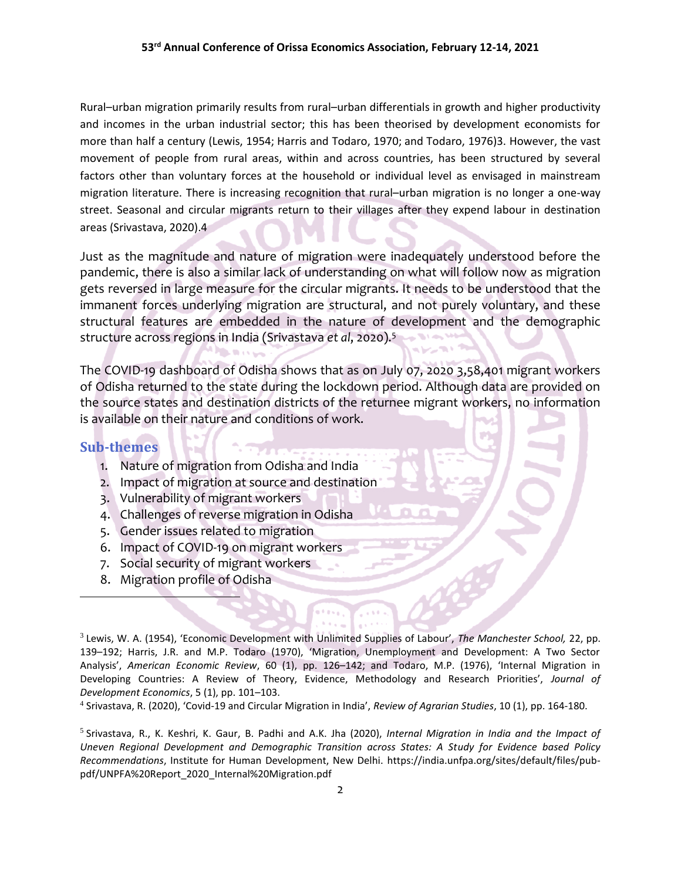Rural–urban migration primarily results from rural–urban differentials in growth and higher productivity and incomes in the urban industrial sector; this has been theorised by development economists for more than half a century (Lewis, 1954; Harris and Todaro, 1970; and Todaro, 1976)3. However, the vast movement of people from rural areas, within and across countries, has been structured by several factors other than voluntary forces at the household or individual level as envisaged in mainstream migration literature. There is increasing recognition that rural–urban migration is no longer a one-way street. Seasonal and circular migrants return to their villages after they expend labour in destination areas (Srivastava, 2020).4

Just as the magnitude and nature of migration were inadequately understood before the pandemic, there is also a similar lack of understanding on what will follow now as migration gets reversed in large measure for the circular migrants. It needs to be understood that the immanent forces underlying migration are structural, and not purely voluntary, and these structural features are embedded in the nature of development and the demographic structure across regions in India (Srivastava *et al*, 2020).[5]

The COVID-19 dashboard of Odisha shows that as on July 07, 2020 3,58,401 migrant workers of Odisha returned to the state during the lockdown period. Although data are provided on the source states and destination districts of the returnee migrant workers, no information is available on their nature and conditions of work.

## Sub-themes

1. Nature of migration from Odisha and India
2. Impact of migration at source and destination
3. Vulnerability of migrant workers
4. Challenges of reverse migration in Odisha
5. Gender issues related to migration
6. Impact of COVID-19 on migrant workers
7. Social security of migrant workers
8. Migration profile of Odisha

---

[3] Lewis, W. A. (1954), 'Economic Development with Unlimited Supplies of Labour', *The Manchester School,* 22, pp. 139–192; Harris, J.R. and M.P. Todaro (1970), 'Migration, Unemployment and Development: A Two Sector Analysis', *American Economic Review*, 60 (1), pp. 126–142; and Todaro, M.P. (1976), 'Internal Migration in Developing Countries: A Review of Theory, Evidence, Methodology and Research Priorities', *Journal of Development Economics*, 5 (1), pp. 101–103.

[4] Srivastava, R. (2020), 'Covid-19 and Circular Migration in India', *Review of Agrarian Studies*, 10 (1), pp. 164-180.

[5] Srivastava, R., K. Keshri, K. Gaur, B. Padhi and A.K. Jha (2020), *Internal Migration in India and the Impact of Uneven Regional Development and Demographic Transition across States: A Study for Evidence based Policy Recommendations*, Institute for Human Development, New Delhi. https://india.unfpa.org/sites/default/files/pub-pdf/UNPFA%20Report_2020_Internal%20Migration.pdf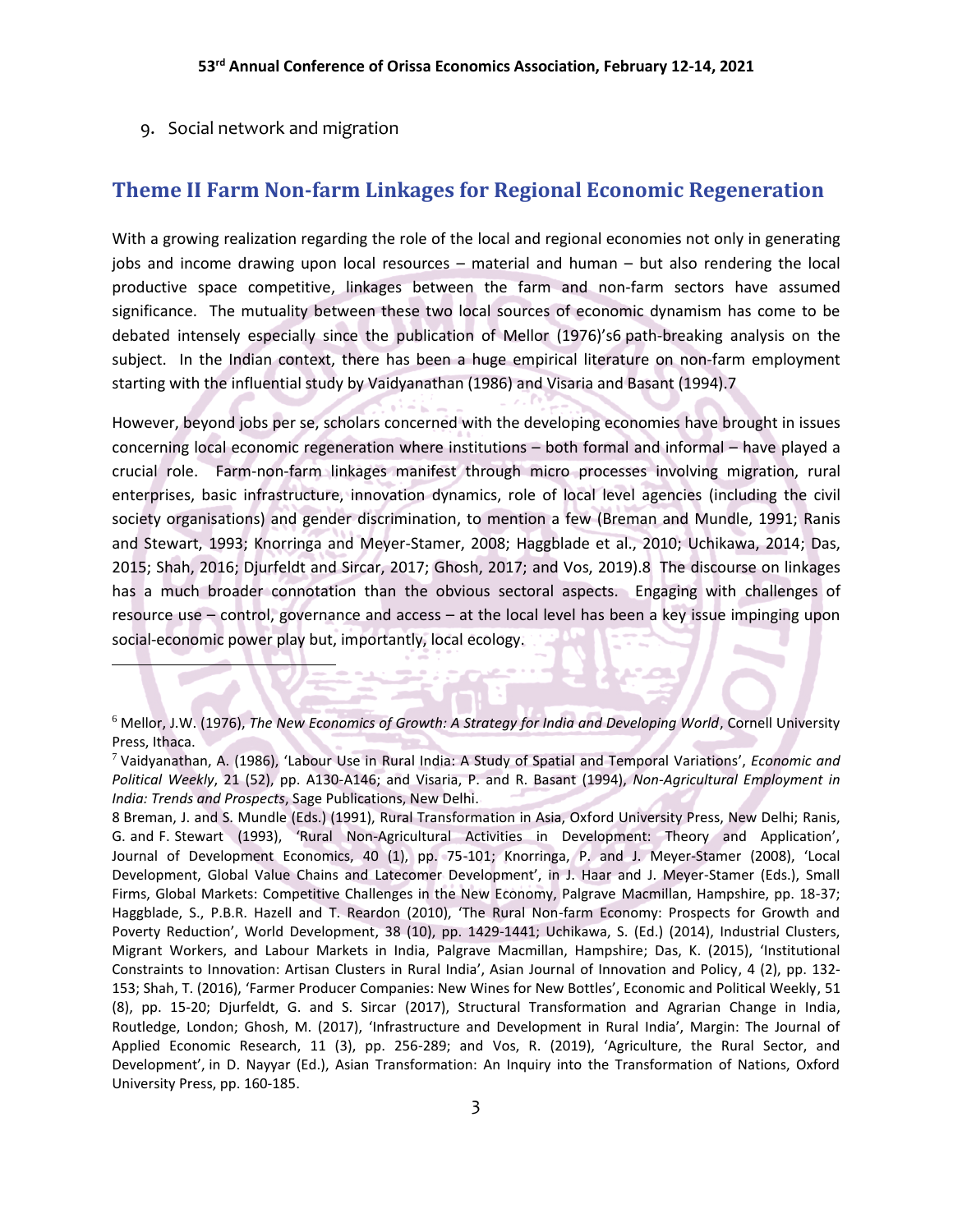9. Social network and migration

## Theme II Farm Non-farm Linkages for Regional Economic Regeneration

With a growing realization regarding the role of the local and regional economies not only in generating jobs and income drawing upon local resources – material and human – but also rendering the local productive space competitive, linkages between the farm and non-farm sectors have assumed significance. The mutuality between these two local sources of economic dynamism has come to be debated intensely especially since the publication of Mellor (1976)'s[6] path-breaking analysis on the subject. In the Indian context, there has been a huge empirical literature on non-farm employment starting with the influential study by Vaidyanathan (1986) and Visaria and Basant (1994).[7]

However, beyond jobs per se, scholars concerned with the developing economies have brought in issues concerning local economic regeneration where institutions – both formal and informal – have played a crucial role. Farm-non-farm linkages manifest through micro processes involving migration, rural enterprises, basic infrastructure, innovation dynamics, role of local level agencies (including the civil society organisations) and gender discrimination, to mention a few (Breman and Mundle, 1991; Ranis and Stewart, 1993; Knorringa and Meyer-Stamer, 2008; Haggblade et al., 2010; Uchikawa, 2014; Das, 2015; Shah, 2016; Djurfeldt and Sircar, 2017; Ghosh, 2017; and Vos, 2019).[8] The discourse on linkages has a much broader connotation than the obvious sectoral aspects. Engaging with challenges of resource use – control, governance and access – at the local level has been a key issue impinging upon social-economic power play but, importantly, local ecology.

---

[6] Mellor, J.W. (1976), *The New Economics of Growth: A Strategy for India and Developing World*, Cornell University Press, Ithaca.

[7] Vaidyanathan, A. (1986), 'Labour Use in Rural India: A Study of Spatial and Temporal Variations', *Economic and Political Weekly*, 21 (52), pp. A130-A146; and Visaria, P. and R. Basant (1994), *Non-Agricultural Employment in India: Trends and Prospects*, Sage Publications, New Delhi.

[8] Breman, J. and S. Mundle (Eds.) (1991), Rural Transformation in Asia, Oxford University Press, New Delhi; Ranis, G. and F. Stewart (1993), 'Rural Non-Agricultural Activities in Development: Theory and Application', Journal of Development Economics, 40 (1), pp. 75-101; Knorringa, P. and J. Meyer-Stamer (2008), 'Local Development, Global Value Chains and Latecomer Development', in J. Haar and J. Meyer-Stamer (Eds.), Small Firms, Global Markets: Competitive Challenges in the New Economy, Palgrave Macmillan, Hampshire, pp. 18-37; Haggblade, S., P.B.R. Hazell and T. Reardon (2010), 'The Rural Non-farm Economy: Prospects for Growth and Poverty Reduction', World Development, 38 (10), pp. 1429-1441; Uchikawa, S. (Ed.) (2014), Industrial Clusters, Migrant Workers, and Labour Markets in India, Palgrave Macmillan, Hampshire; Das, K. (2015), 'Institutional Constraints to Innovation: Artisan Clusters in Rural India', Asian Journal of Innovation and Policy, 4 (2), pp. 132-153; Shah, T. (2016), 'Farmer Producer Companies: New Wines for New Bottles', Economic and Political Weekly, 51 (8), pp. 15-20; Djurfeldt, G. and S. Sircar (2017), Structural Transformation and Agrarian Change in India, Routledge, London; Ghosh, M. (2017), 'Infrastructure and Development in Rural India', Margin: The Journal of Applied Economic Research, 11 (3), pp. 256-289; and Vos, R. (2019), 'Agriculture, the Rural Sector, and Development', in D. Nayyar (Ed.), Asian Transformation: An Inquiry into the Transformation of Nations, Oxford University Press, pp. 160-185.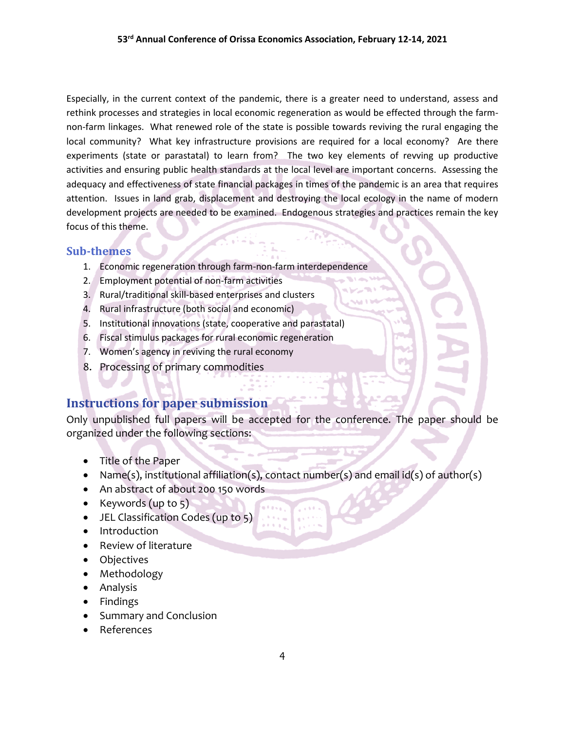Especially, in the current context of the pandemic, there is a greater need to understand, assess and rethink processes and strategies in local economic regeneration as would be effected through the farm-non-farm linkages. What renewed role of the state is possible towards reviving the rural engaging the local community? What key infrastructure provisions are required for a local economy? Are there experiments (state or parastatal) to learn from? The two key elements of revving up productive activities and ensuring public health standards at the local level are important concerns. Assessing the adequacy and effectiveness of state financial packages in times of the pandemic is an area that requires attention. Issues in land grab, displacement and destroying the local ecology in the name of modern development projects are needed to be examined. Endogenous strategies and practices remain the key focus of this theme.

## Sub-themes

1. Economic regeneration through farm-non-farm interdependence
2. Employment potential of non-farm activities
3. Rural/traditional skill-based enterprises and clusters
4. Rural infrastructure (both social and economic)
5. Institutional innovations (state, cooperative and parastatal)
6. Fiscal stimulus packages for rural economic regeneration
7. Women's agency in reviving the rural economy
8. Processing of primary commodities

## Instructions for paper submission

Only unpublished full papers will be accepted for the conference. The paper should be organized under the following sections:

- Title of the Paper
- Name(s), institutional affiliation(s), contact number(s) and email id(s) of author(s)
- An abstract of about 200 150 words
- Keywords (up to 5)
- JEL Classification Codes (up to 5)
- Introduction
- Review of literature
- Objectives
- Methodology
- Analysis
- Findings
- Summary and Conclusion
- References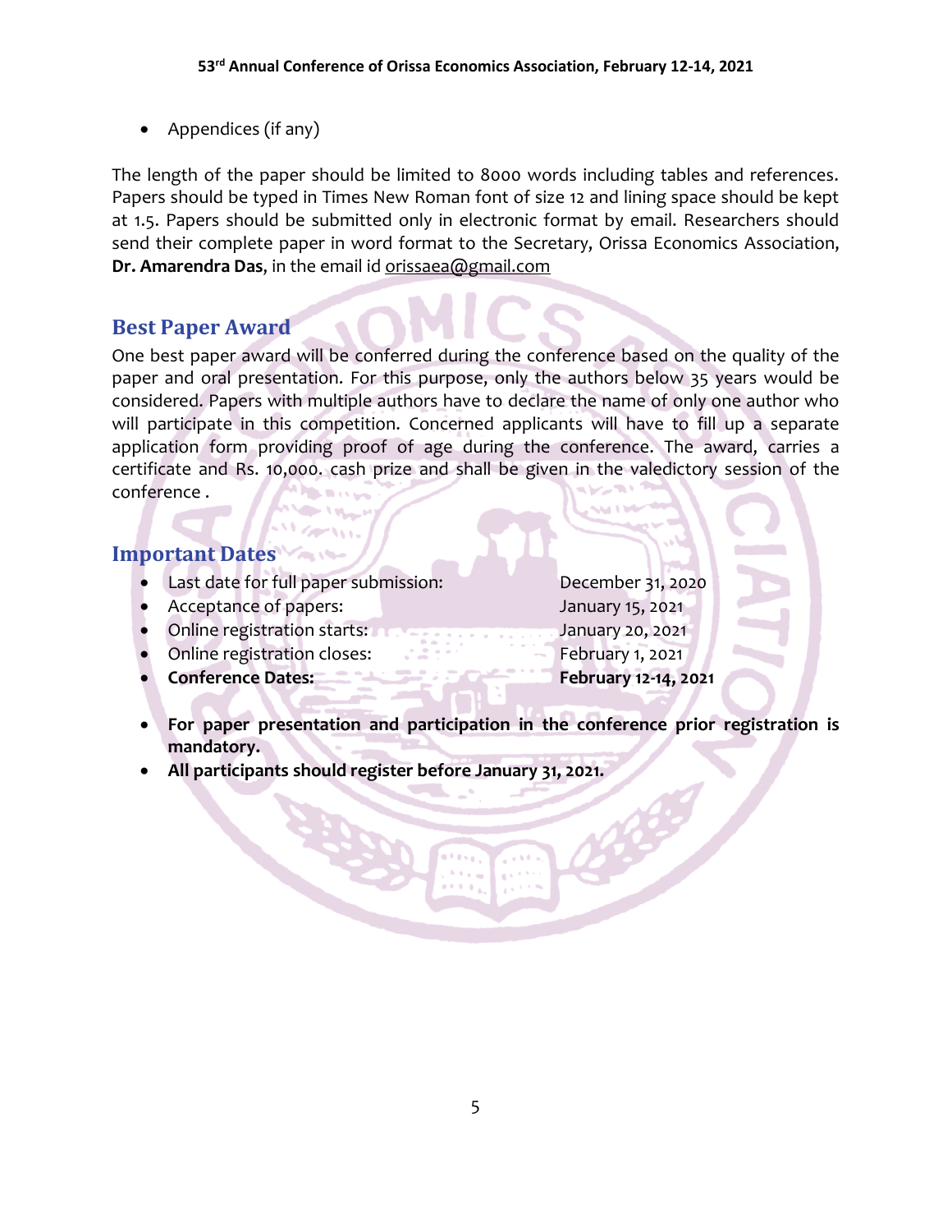- Appendices (if any)

The length of the paper should be limited to 8000 words including tables and references. Papers should be typed in Times New Roman font of size 12 and lining space should be kept at 1.5. Papers should be submitted only in electronic format by email. Researchers should send their complete paper in word format to the Secretary, Orissa Economics Association, **Dr. Amarendra Das**, in the email id orissaea@gmail.com

## Best Paper Award

One best paper award will be conferred during the conference based on the quality of the paper and oral presentation. For this purpose, only the authors below 35 years would be considered. Papers with multiple authors have to declare the name of only one author who will participate in this competition. Concerned applicants will have to fill up a separate application form providing proof of age during the conference. The award, carries a certificate and Rs. 10,000. cash prize and shall be given in the valedictory session of the conference .

## Important Dates

- Last date for full paper submission: December 31, 2020
- Acceptance of papers: January 15, 2021
- Online registration starts: January 20, 2021
- Online registration closes: February 1, 2021
- **Conference Dates: February 12-14, 2021**

- **For paper presentation and participation in the conference prior registration is mandatory.**
- **All participants should register before January 31, 2021.**